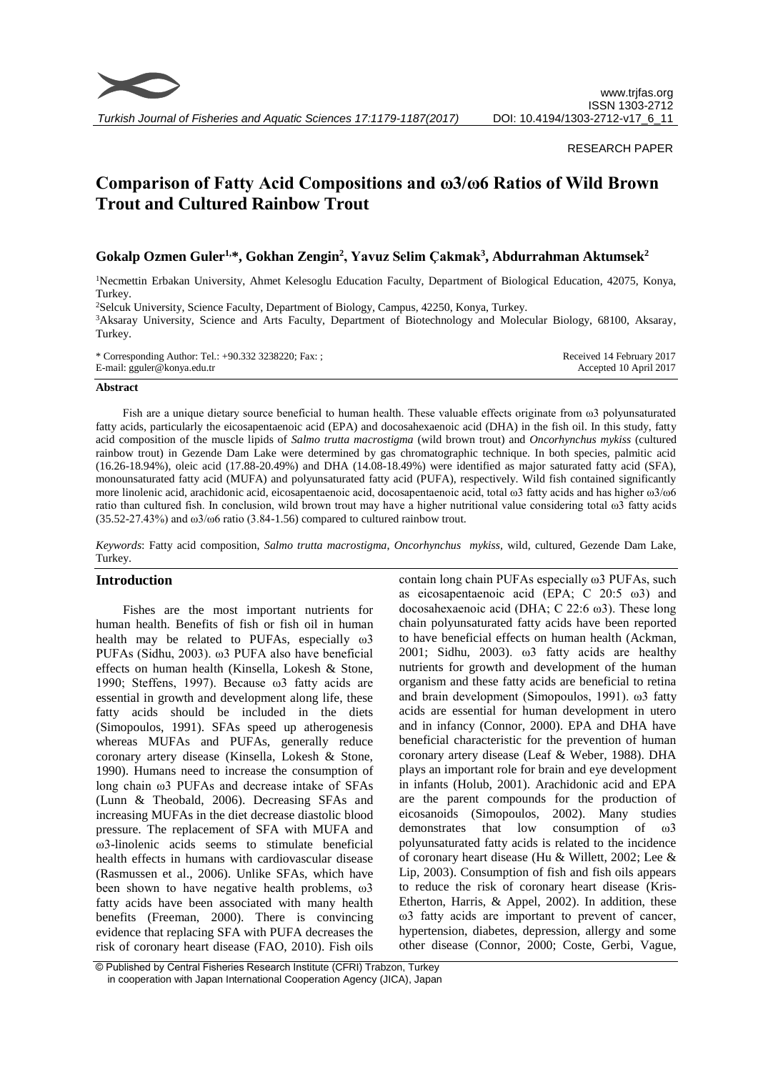RESEARCH PAPER

# Comparison of Fatty Acid Compositions and ω3/ω6 Ratios of Wild Brown Trout and Cultured Rainbow Trout

**Gokalp Ozmen Guler[1,*], Gokhan Zengin[2], Yavuz Selim Çakmak[3], Abdurrahman Aktumsek[2]**

[1]Necmettin Erbakan University, Ahmet Kelesoglu Education Faculty, Department of Biological Education, 42075, Konya, Turkey.

[2]Selcuk University, Science Faculty, Department of Biology, Campus, 42250, Konya, Turkey.

[3]Aksaray University, Science and Arts Faculty, Department of Biotechnology and Molecular Biology, 68100, Aksaray, Turkey.

\* Corresponding Author: Tel.: +90.332 3238220; Fax: ;
E-mail: gguler@konya.edu.tr

Received 14 February 2017
Accepted 10 April 2017

## Abstract

Fish are a unique dietary source beneficial to human health. These valuable effects originate from ω3 polyunsaturated fatty acids, particularly the eicosapentaenoic acid (EPA) and docosahexaenoic acid (DHA) in the fish oil. In this study, fatty acid composition of the muscle lipids of *Salmo trutta macrostigma* (wild brown trout) and *Oncorhynchus mykiss* (cultured rainbow trout) in Gezende Dam Lake were determined by gas chromatographic technique. In both species, palmitic acid (16.26-18.94%), oleic acid (17.88-20.49%) and DHA (14.08-18.49%) were identified as major saturated fatty acid (SFA), monounsaturated fatty acid (MUFA) and polyunsaturated fatty acid (PUFA), respectively. Wild fish contained significantly more linolenic acid, arachidonic acid, eicosapentaenoic acid, docosapentaenoic acid, total ω3 fatty acids and has higher ω3/ω6 ratio than cultured fish. In conclusion, wild brown trout may have a higher nutritional value considering total ω3 fatty acids (35.52-27.43%) and ω3/ω6 ratio (3.84-1.56) compared to cultured rainbow trout.

*Keywords*: Fatty acid composition, *Salmo trutta macrostigma*, *Oncorhynchus mykiss*, wild, cultured, Gezende Dam Lake, Turkey.

## Introduction

Fishes are the most important nutrients for human health. Benefits of fish or fish oil in human health may be related to PUFAs, especially ω3 PUFAs (Sidhu, 2003). ω3 PUFA also have beneficial effects on human health (Kinsella, Lokesh & Stone, 1990; Steffens, 1997). Because ω3 fatty acids are essential in growth and development along life, these fatty acids should be included in the diets (Simopoulos, 1991). SFAs speed up atherogenesis whereas MUFAs and PUFAs, generally reduce coronary artery disease (Kinsella, Lokesh & Stone, 1990). Humans need to increase the consumption of long chain ω3 PUFAs and decrease intake of SFAs (Lunn & Theobald, 2006). Decreasing SFAs and increasing MUFAs in the diet decrease diastolic blood pressure. The replacement of SFA with MUFA and ω3-linolenic acids seems to stimulate beneficial health effects in humans with cardiovascular disease (Rasmussen et al., 2006). Unlike SFAs, which have been shown to have negative health problems, ω3 fatty acids have been associated with many health benefits (Freeman, 2000). There is convincing evidence that replacing SFA with PUFA decreases the risk of coronary heart disease (FAO, 2010). Fish oils contain long chain PUFAs especially ω3 PUFAs, such as eicosapentaenoic acid (EPA; C 20:5 ω3) and docosahexaenoic acid (DHA; C 22:6 ω3). These long chain polyunsaturated fatty acids have been reported to have beneficial effects on human health (Ackman, 2001; Sidhu, 2003). ω3 fatty acids are healthy nutrients for growth and development of the human organism and these fatty acids are beneficial to retina and brain development (Simopoulos, 1991). ω3 fatty acids are essential for human development in utero and in infancy (Connor, 2000). EPA and DHA have beneficial characteristic for the prevention of human coronary artery disease (Leaf & Weber, 1988). DHA plays an important role for brain and eye development in infants (Holub, 2001). Arachidonic acid and EPA are the parent compounds for the production of eicosanoids (Simopoulos, 2002). Many studies demonstrates that low consumption of ω3 polyunsaturated fatty acids is related to the incidence of coronary heart disease (Hu & Willett, 2002; Lee & Lip, 2003). Consumption of fish and fish oils appears to reduce the risk of coronary heart disease (Kris-Etherton, Harris, & Appel, 2002). In addition, these ω3 fatty acids are important to prevent of cancer, hypertension, diabetes, depression, allergy and some other disease (Connor, 2000; Coste, Gerbi, Vague,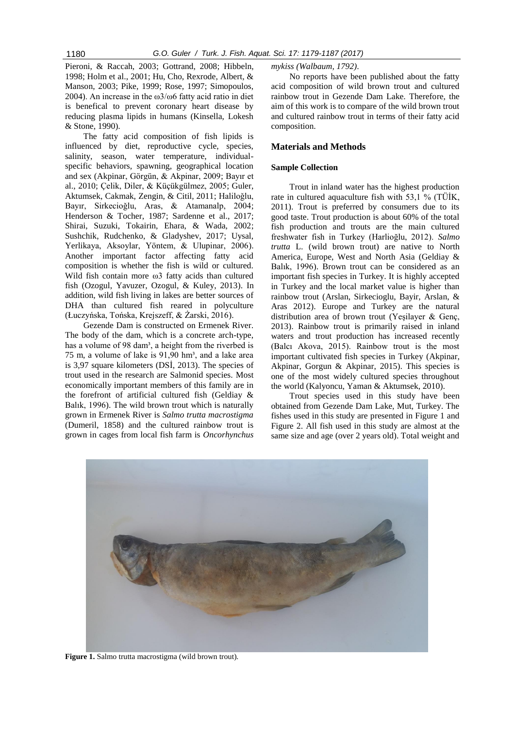Pieroni, & Raccah, 2003; Gottrand, 2008; Hibbeln, 1998; Holm et al., 2001; Hu, Cho, Rexrode, Albert, & Manson, 2003; Pike, 1999; Rose, 1997; Simopoulos, 2004). An increase in the ω3/ω6 fatty acid ratio in diet is benefical to prevent coronary heart disease by reducing plasma lipids in humans (Kinsella, Lokesh & Stone, 1990).

The fatty acid composition of fish lipids is influenced by diet, reproductive cycle, species, salinity, season, water temperature, individual-specific behaviors, spawning, geographical location and sex (Akpinar, Görgün, & Akpinar, 2009; Bayır et al., 2010; Çelik, Diler, & Küçükgülmez, 2005; Guler, Aktumsek, Cakmak, Zengin, & Citil, 2011; Haliloğlu, Bayır, Sirkecioğlu, Aras, & Atamanalp, 2004; Henderson & Tocher, 1987; Sardenne et al., 2017; Shirai, Suzuki, Tokairin, Ehara, & Wada, 2002; Sushchik, Rudchenko, & Gladyshev, 2017; Uysal, Yerlikaya, Aksoylar, Yöntem, & Ulupinar, 2006). Another important factor affecting fatty acid composition is whether the fish is wild or cultured. Wild fish contain more ω3 fatty acids than cultured fish (Ozogul, Yavuzer, Ozogul, & Kuley, 2013). In addition, wild fish living in lakes are better sources of DHA than cultured fish reared in polyculture (Łuczyńska, Tońska, Krejszeff, & Żarski, 2016).

Gezende Dam is constructed on Ermenek River. The body of the dam, which is a concrete arch-type, has a volume of 98 dam³, a height from the riverbed is 75 m, a volume of lake is 91,90 hm³, and a lake area is 3,97 square kilometers (DSİ, 2013). The species of trout used in the research are Salmonid species. Most economically important members of this family are in the forefront of artificial cultured fish (Geldiay & Balık, 1996). The wild brown trout which is naturally grown in Ermenek River is *Salmo trutta macrostigma* (Dumeril, 1858) and the cultured rainbow trout is grown in cages from local fish farm is *Oncorhynchus mykiss (Walbaum, 1792)*.

No reports have been published about the fatty acid composition of wild brown trout and cultured rainbow trout in Gezende Dam Lake. Therefore, the aim of this work is to compare of the wild brown trout and cultured rainbow trout in terms of their fatty acid composition.

## Materials and Methods

### Sample Collection

Trout in inland water has the highest production rate in cultured aquaculture fish with 53,1 % (TÜİK, 2011). Trout is preferred by consumers due to its good taste. Trout production is about 60% of the total fish production and trouts are the main cultured freshwater fish in Turkey (Harlioğlu, 2012). *Salmo trutta* L. (wild brown trout) are native to North America, Europe, West and North Asia (Geldiay & Balık, 1996). Brown trout can be considered as an important fish species in Turkey. It is highly accepted in Turkey and the local market value is higher than rainbow trout (Arslan, Sirkecioglu, Bayir, Arslan, & Aras 2012). Europe and Turkey are the natural distribution area of brown trout (Yeşilayer & Genç, 2013). Rainbow trout is primarily raised in inland waters and trout production has increased recently (Balcı Akova, 2015). Rainbow trout is the most important cultivated fish species in Turkey (Akpinar, Akpinar, Gorgun & Akpinar, 2015). This species is one of the most widely cultured species throughout the world (Kalyoncu, Yaman & Aktumsek, 2010).

Trout species used in this study have been obtained from Gezende Dam Lake, Mut, Turkey. The fishes used in this study are presented in Figure 1 and Figure 2. All fish used in this study are almost at the same size and age (over 2 years old). Total weight and

**Figure 1.** Salmo trutta macrostigma (wild brown trout).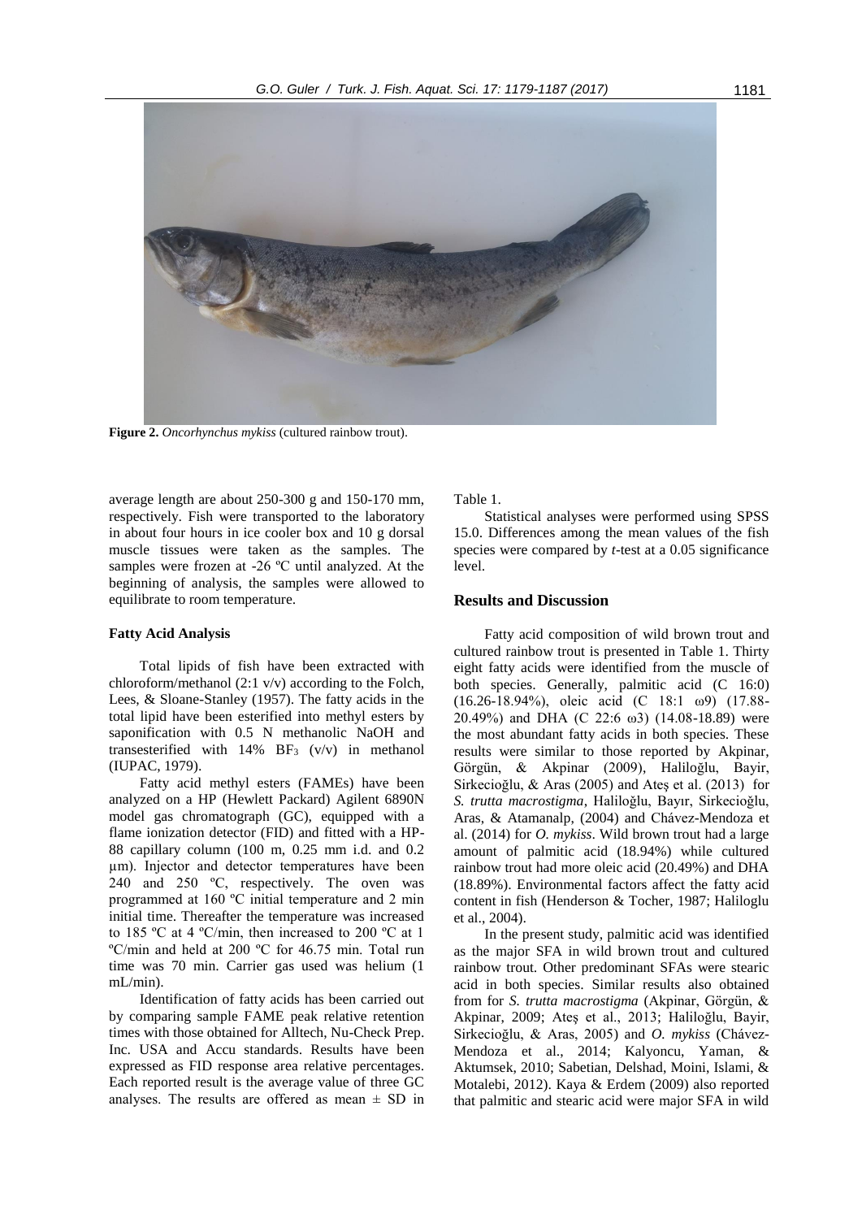**Figure 2.** *Oncorhynchus mykiss* (cultured rainbow trout).

average length are about 250-300 g and 150-170 mm, respectively. Fish were transported to the laboratory in about four hours in ice cooler box and 10 g dorsal muscle tissues were taken as the samples. The samples were frozen at -26 ºC until analyzed. At the beginning of analysis, the samples were allowed to equilibrate to room temperature.

### Fatty Acid Analysis

Total lipids of fish have been extracted with chloroform/methanol (2:1 v/v) according to the Folch, Lees, & Sloane-Stanley (1957). The fatty acids in the total lipid have been esterified into methyl esters by saponification with 0.5 N methanolic NaOH and transesterified with 14% $BF_3$ (v/v) in methanol (IUPAC, 1979).

Fatty acid methyl esters (FAMEs) have been analyzed on a HP (Hewlett Packard) Agilent 6890N model gas chromatograph (GC), equipped with a flame ionization detector (FID) and fitted with a HP-88 capillary column (100 m, 0.25 mm i.d. and 0.2 μm). Injector and detector temperatures have been 240 and 250 ºC, respectively. The oven was programmed at 160 ºC initial temperature and 2 min initial time. Thereafter the temperature was increased to 185 ºC at 4 ºC/min, then increased to 200 ºC at 1 ºC/min and held at 200 ºC for 46.75 min. Total run time was 70 min. Carrier gas used was helium (1 mL/min).

Identification of fatty acids has been carried out by comparing sample FAME peak relative retention times with those obtained for Alltech, Nu-Check Prep. Inc. USA and Accu standards. Results have been expressed as FID response area relative percentages. Each reported result is the average value of three GC analyses. The results are offered as mean ± SD in Table 1.

Statistical analyses were performed using SPSS 15.0. Differences among the mean values of the fish species were compared by *t*-test at a 0.05 significance level.

## Results and Discussion

Fatty acid composition of wild brown trout and cultured rainbow trout is presented in Table 1. Thirty eight fatty acids were identified from the muscle of both species. Generally, palmitic acid (C 16:0) (16.26-18.94%), oleic acid (C 18:1 ω9) (17.88-20.49%) and DHA (C 22:6 ω3) (14.08-18.89) were the most abundant fatty acids in both species. These results were similar to those reported by Akpinar, Görgün, & Akpinar (2009), Haliloğlu, Bayir, Sirkecioğlu, & Aras (2005) and Ateş et al. (2013) for *S. trutta macrostigma*, Haliloğlu, Bayır, Sirkecioğlu, Aras, & Atamanalp, (2004) and Chávez-Mendoza et al. (2014) for *O. mykiss*. Wild brown trout had a large amount of palmitic acid (18.94%) while cultured rainbow trout had more oleic acid (20.49%) and DHA (18.89%). Environmental factors affect the fatty acid content in fish (Henderson & Tocher, 1987; Haliloglu et al., 2004).

In the present study, palmitic acid was identified as the major SFA in wild brown trout and cultured rainbow trout. Other predominant SFAs were stearic acid in both species. Similar results also obtained from for *S. trutta macrostigma* (Akpinar, Görgün, & Akpinar, 2009; Ateş et al., 2013; Haliloğlu, Bayir, Sirkecioğlu, & Aras, 2005) and *O. mykiss* (Chávez-Mendoza et al., 2014; Kalyoncu, Yaman, & Aktumsek, 2010; Sabetian, Delshad, Moini, Islami, & Motalebi, 2012). Kaya & Erdem (2009) also reported that palmitic and stearic acid were major SFA in wild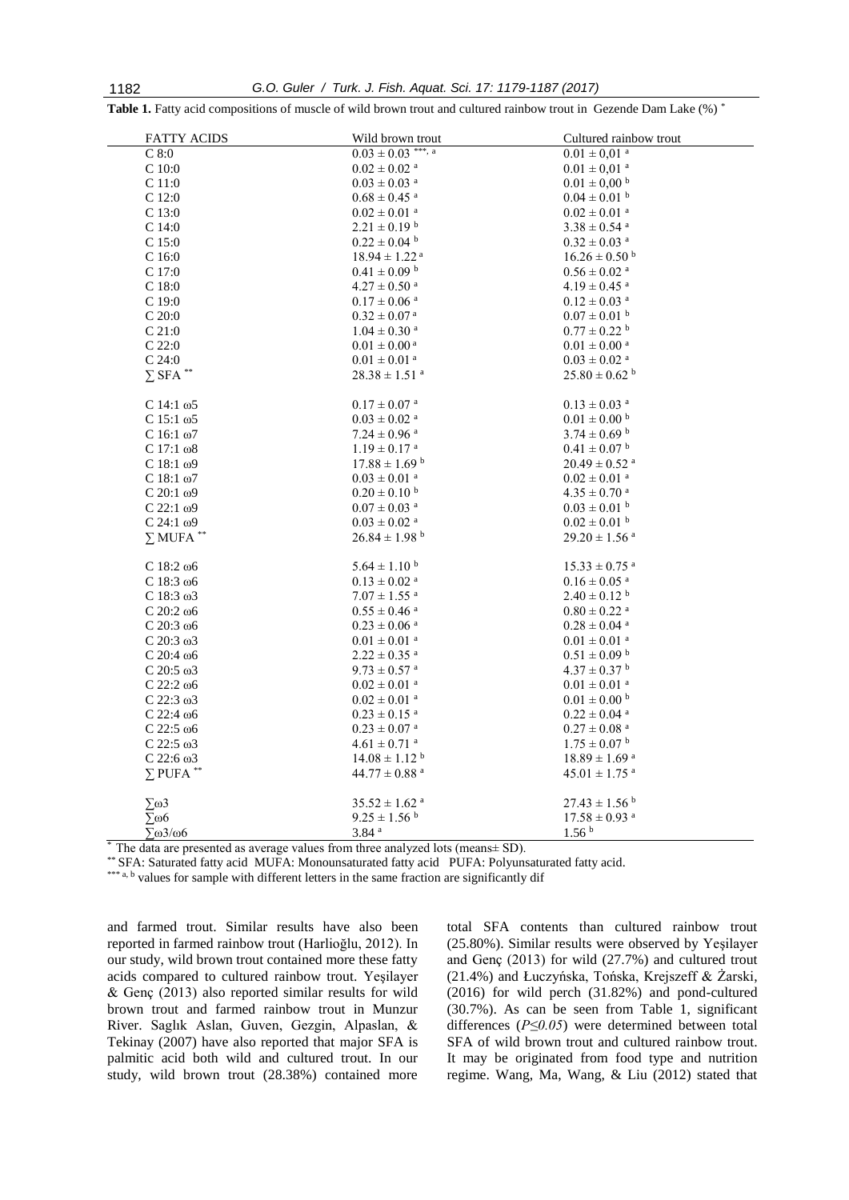**Table 1.** Fatty acid compositions of muscle of wild brown trout and cultured rainbow trout in Gezende Dam Lake (%) [*]

| FATTY ACIDS | Wild brown trout | Cultured rainbow trout |
|---|---|---|
| C 8:0 | $0.03 \pm 0.03$ [***, a] | $0.01 \pm 0,01$ [a] |
| C 10:0 | $0.02 \pm 0.02$ [a] | $0.01 \pm 0,01$ [a] |
| C 11:0 | $0.03 \pm 0.03$ [a] | $0.01 \pm 0,00$ [b] |
| C 12:0 | $0.68 \pm 0.45$ [a] | $0.04 \pm 0.01$ [b] |
| C 13:0 | $0.02 \pm 0.01$ [a] | $0.02 \pm 0.01$ [a] |
| C 14:0 | $2.21 \pm 0.19$ [b] | $3.38 \pm 0.54$ [a] |
| C 15:0 | $0.22 \pm 0.04$ [b] | $0.32 \pm 0.03$ [a] |
| C 16:0 | $18.94 \pm 1.22$ [a] | $16.26 \pm 0.50$ [b] |
| C 17:0 | $0.41 \pm 0.09$ [b] | $0.56 \pm 0.02$ [a] |
| C 18:0 | $4.27 \pm 0.50$ [a] | $4.19 \pm 0.45$ [a] |
| C 19:0 | $0.17 \pm 0.06$ [a] | $0.12 \pm 0.03$ [a] |
| C 20:0 | $0.32 \pm 0.07$ [a] | $0.07 \pm 0.01$ [b] |
| C 21:0 | $1.04 \pm 0.30$ [a] | $0.77 \pm 0.22$ [b] |
| C 22:0 | $0.01 \pm 0.00$ [a] | $0.01 \pm 0.00$ [a] |
| C 24:0 | $0.01 \pm 0.01$ [a] | $0.03 \pm 0.02$ [a] |
| ∑ SFA [**] | $28.38 \pm 1.51$ [a] | $25.80 \pm 0.62$ [b] |
| | | |
| C 14:1 ω5 | $0.17 \pm 0.07$ [a] | $0.13 \pm 0.03$ [a] |
| C 15:1 ω5 | $0.03 \pm 0.02$ [a] | $0.01 \pm 0.00$ [b] |
| C 16:1 ω7 | $7.24 \pm 0.96$ [a] | $3.74 \pm 0.69$ [b] |
| C 17:1 ω8 | $1.19 \pm 0.17$ [a] | $0.41 \pm 0.07$ [b] |
| C 18:1 ω9 | $17.88 \pm 1.69$ [b] | $20.49 \pm 0.52$ [a] |
| C 18:1 ω7 | $0.03 \pm 0.01$ [a] | $0.02 \pm 0.01$ [a] |
| C 20:1 ω9 | $0.20 \pm 0.10$ [b] | $4.35 \pm 0.70$ [a] |
| C 22:1 ω9 | $0.07 \pm 0.03$ [a] | $0.03 \pm 0.01$ [b] |
| C 24:1 ω9 | $0.03 \pm 0.02$ [a] | $0.02 \pm 0.01$ [b] |
| ∑ MUFA [**] | $26.84 \pm 1.98$ [b] | $29.20 \pm 1.56$ [a] |
| | | |
| C 18:2 ω6 | $5.64 \pm 1.10$ [b] | $15.33 \pm 0.75$ [a] |
| C 18:3 ω6 | $0.13 \pm 0.02$ [a] | $0.16 \pm 0.05$ [a] |
| C 18:3 ω3 | $7.07 \pm 1.55$ [a] | $2.40 \pm 0.12$ [b] |
| C 20:2 ω6 | $0.55 \pm 0.46$ [a] | $0.80 \pm 0.22$ [a] |
| C 20:3 ω6 | $0.23 \pm 0.06$ [a] | $0.28 \pm 0.04$ [a] |
| C 20:3 ω3 | $0.01 \pm 0.01$ [a] | $0.01 \pm 0.01$ [a] |
| C 20:4 ω6 | $2.22 \pm 0.35$ [a] | $0.51 \pm 0.09$ [b] |
| C 20:5 ω3 | $9.73 \pm 0.57$ [a] | $4.37 \pm 0.37$ [b] |
| C 22:2 ω6 | $0.02 \pm 0.01$ [a] | $0.01 \pm 0.01$ [a] |
| C 22:3 ω3 | $0.02 \pm 0.01$ [a] | $0.01 \pm 0.00$ [b] |
| C 22:4 ω6 | $0.23 \pm 0.15$ [a] | $0.22 \pm 0.04$ [a] |
| C 22:5 ω6 | $0.23 \pm 0.07$ [a] | $0.27 \pm 0.08$ [a] |
| C 22:5 ω3 | $4.61 \pm 0.71$ [a] | $1.75 \pm 0.07$ [b] |
| C 22:6 ω3 | $14.08 \pm 1.12$ [b] | $18.89 \pm 1.69$ [a] |
| ∑ PUFA [**] | $44.77 \pm 0.88$ [a] | $45.01 \pm 1.75$ [a] |
| | | |
| ∑ω3 | $35.52 \pm 1.62$ [a] | $27.43 \pm 1.56$ [b] |
| ∑ω6 | $9.25 \pm 1.56$ [b] | $17.58 \pm 0.93$ [a] |
| ∑ω3/ω6 | 3.84 [a] | 1.56 [b] |

[*] The data are presented as average values from three analyzed lots (means± SD).
[**] SFA: Saturated fatty acid MUFA: Monounsaturated fatty acid PUFA: Polyunsaturated fatty acid.
[***] [a, b] values for sample with different letters in the same fraction are significantly dif

and farmed trout. Similar results have also been reported in farmed rainbow trout (Harlioğlu, 2012). In our study, wild brown trout contained more these fatty acids compared to cultured rainbow trout. Yeşilayer & Genç (2013) also reported similar results for wild brown trout and farmed rainbow trout in Munzur River. Saglık Aslan, Guven, Gezgin, Alpaslan, & Tekinay (2007) have also reported that major SFA is palmitic acid both wild and cultured trout. In our study, wild brown trout (28.38%) contained more total SFA contents than cultured rainbow trout (25.80%). Similar results were observed by Yeşilayer and Genç (2013) for wild (27.7%) and cultured trout (21.4%) and Łuczyńska, Tońska, Krejszeff & Żarski, (2016) for wild perch (31.82%) and pond-cultured (30.7%). As can be seen from Table 1, significant differences ($P \leq 0.05$) were determined between total SFA of wild brown trout and cultured rainbow trout. It may be originated from food type and nutrition regime. Wang, Ma, Wang, & Liu (2012) stated that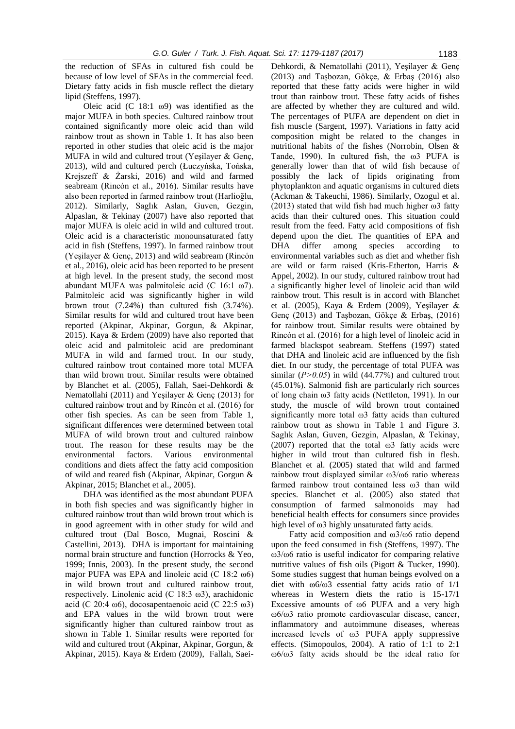the reduction of SFAs in cultured fish could be because of low level of SFAs in the commercial feed. Dietary fatty acids in fish muscle reflect the dietary lipid (Steffens, 1997).

Oleic acid (C 18:1 ω9) was identified as the major MUFA in both species. Cultured rainbow trout contained significantly more oleic acid than wild rainbow trout as shown in Table 1. It has also been reported in other studies that oleic acid is the major MUFA in wild and cultured trout (Yeşilayer & Genç, 2013), wild and cultured perch (Łuczyńska, Tońska, Krejszeff & Żarski, 2016) and wild and farmed seabream (Rincón et al., 2016). Similar results have also been reported in farmed rainbow trout (Harlioğlu, 2012). Similarly, Saglık Aslan, Guven, Gezgin, Alpaslan, & Tekinay (2007) have also reported that major MUFA is oleic acid in wild and cultured trout. Oleic acid is a characteristic monounsaturated fatty acid in fish (Steffens, 1997). In farmed rainbow trout (Yeşilayer & Genç, 2013) and wild seabream (Rincón et al., 2016), oleic acid has been reported to be present at high level. In the present study, the second most abundant MUFA was palmitoleic acid (C 16:1 ω7). Palmitoleic acid was significantly higher in wild brown trout (7.24%) than cultured fish (3.74%). Similar results for wild and cultured trout have been reported (Akpinar, Akpinar, Gorgun, & Akpinar, 2015). Kaya & Erdem (2009) have also reported that oleic acid and palmitoleic acid are predominant MUFA in wild and farmed trout. In our study, cultured rainbow trout contained more total MUFA than wild brown trout. Similar results were obtained by Blanchet et al. (2005), Fallah, Saei-Dehkordi & Nematollahi (2011) and Yeşilayer & Genç (2013) for cultured rainbow trout and by Rincón et al. (2016) for other fish species. As can be seen from Table 1, significant differences were determined between total MUFA of wild brown trout and cultured rainbow trout. The reason for these results may be the environmental factors. Various environmental conditions and diets affect the fatty acid composition of wild and reared fish (Akpinar, Akpinar, Gorgun & Akpinar, 2015; Blanchet et al., 2005).

DHA was identified as the most abundant PUFA in both fish species and was significantly higher in cultured rainbow trout than wild brown trout which is in good agreement with in other study for wild and cultured trout (Dal Bosco, Mugnai, Roscini & Castellini, 2013). DHA is important for maintaining normal brain structure and function (Horrocks & Yeo, 1999; Innis, 2003). In the present study, the second major PUFA was EPA and linoleic acid (C 18:2 ω6) in wild brown trout and cultured rainbow trout, respectively. Linolenic acid (C 18:3 ω3), arachidonic acid (C 20:4 ω6), docosapentaenoic acid (C 22:5 ω3) and EPA values in the wild brown trout were significantly higher than cultured rainbow trout as shown in Table 1. Similar results were reported for wild and cultured trout (Akpinar, Akpinar, Gorgun, & Akpinar, 2015). Kaya & Erdem (2009), Fallah, Saei-Dehkordi, & Nematollahi (2011), Yeşilayer & Genç (2013) and Taşbozan, Gökçe, & Erbaş (2016) also reported that these fatty acids were higher in wild trout than rainbow trout. These fatty acids of fishes are affected by whether they are cultured and wild. The percentages of PUFA are dependent on diet in fish muscle (Sargent, 1997). Variations in fatty acid composition might be related to the changes in nutritional habits of the fishes (Norrobin, Olsen & Tande, 1990). In cultured fish, the ω3 PUFA is generally lower than that of wild fish because of possibly the lack of lipids originating from phytoplankton and aquatic organisms in cultured diets (Ackman & Takeuchi, 1986). Similarly, Ozogul et al. (2013) stated that wild fish had much higher ω3 fatty acids than their cultured ones. This situation could result from the feed. Fatty acid compositions of fish depend upon the diet. The quantities of EPA and DHA differ among species according to environmental variables such as diet and whether fish are wild or farm raised (Kris-Etherton, Harris & Appel, 2002). In our study, cultured rainbow trout had a significantly higher level of linoleic acid than wild rainbow trout. This result is in accord with Blanchet et al. (2005), Kaya & Erdem (2009), Yeşilayer & Genç (2013) and Taşbozan, Gökçe & Erbaş, (2016) for rainbow trout. Similar results were obtained by Rincón et al. (2016) for a high level of linoleic acid in farmed blackspot seabream. Steffens (1997) stated that DHA and linoleic acid are influenced by the fish diet. In our study, the percentage of total PUFA was similar (*$P>0.05$*) in wild (44.77%) and cultured trout (45.01%). Salmonid fish are particularly rich sources of long chain ω3 fatty acids (Nettleton, 1991). In our study, the muscle of wild brown trout contained significantly more total ω3 fatty acids than cultured rainbow trout as shown in Table 1 and Figure 3. Saglık Aslan, Guven, Gezgin, Alpaslan, & Tekinay, (2007) reported that the total ω3 fatty acids were higher in wild trout than cultured fish in flesh. Blanchet et al. (2005) stated that wild and farmed rainbow trout displayed similar ω3/ω6 ratio whereas farmed rainbow trout contained less ω3 than wild species. Blanchet et al. (2005) also stated that consumption of farmed salmonoids may had beneficial health effects for consumers since provides high level of ω3 highly unsaturated fatty acids.

Fatty acid composition and ω3/ω6 ratio depend upon the feed consumed in fish (Steffens, 1997). The ω3/ω6 ratio is useful indicator for comparing relative nutritive values of fish oils (Pigott & Tucker, 1990). Some studies suggest that human beings evolved on a diet with ω6/ω3 essential fatty acids ratio of 1/1 whereas in Western diets the ratio is 15-17/1 Excessive amounts of ω6 PUFA and a very high ω6/ω3 ratio promote cardiovascular disease, cancer, inflammatory and autoimmune diseases, whereas increased levels of ω3 PUFA apply suppressive effects. (Simopoulos, 2004). A ratio of 1:1 to 2:1 ω6/ω3 fatty acids should be the ideal ratio for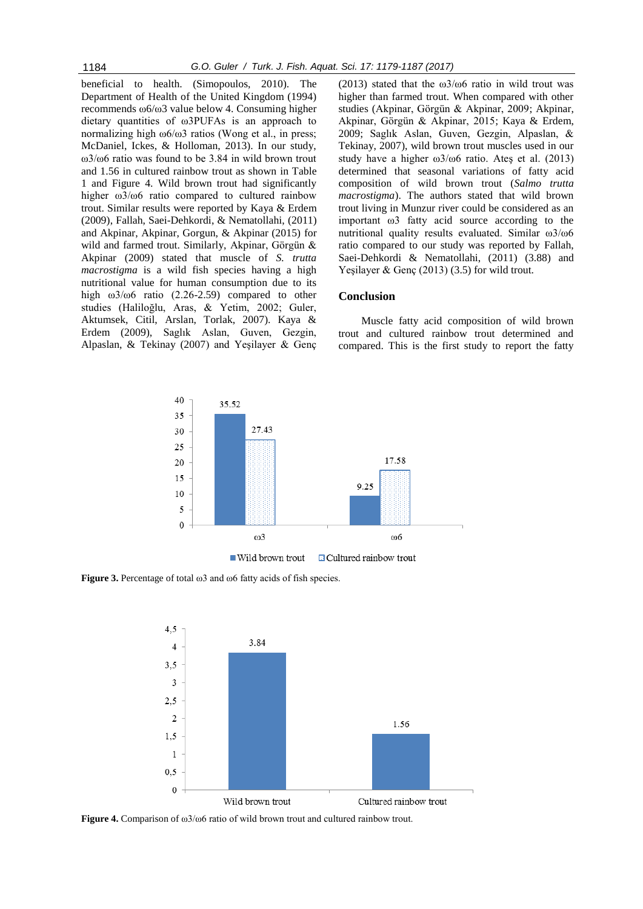beneficial to health. (Simopoulos, 2010). The Department of Health of the United Kingdom (1994) recommends ω6/ω3 value below 4. Consuming higher dietary quantities of ω3PUFAs is an approach to normalizing high ω6/ω3 ratios (Wong et al., in press; McDaniel, Ickes, & Holloman, 2013). In our study, ω3/ω6 ratio was found to be 3.84 in wild brown trout and 1.56 in cultured rainbow trout as shown in Table 1 and Figure 4. Wild brown trout had significantly higher ω3/ω6 ratio compared to cultured rainbow trout. Similar results were reported by Kaya & Erdem (2009), Fallah, Saei-Dehkordi, & Nematollahi, (2011) and Akpinar, Akpinar, Gorgun, & Akpinar (2015) for wild and farmed trout. Similarly, Akpinar, Görgün & Akpinar (2009) stated that muscle of *S. trutta macrostigma* is a wild fish species having a high nutritional value for human consumption due to its high ω3/ω6 ratio (2.26-2.59) compared to other studies (Haliloğlu, Aras, & Yetim, 2002; Guler, Aktumsek, Citil, Arslan, Torlak, 2007). Kaya & Erdem (2009), Saglık Aslan, Guven, Gezgin, Alpaslan, & Tekinay (2007) and Yeşilayer & Genç (2013) stated that the ω3/ω6 ratio in wild trout was higher than farmed trout. When compared with other studies (Akpinar, Görgün & Akpinar, 2009; Akpinar, Akpinar, Görgün & Akpinar, 2015; Kaya & Erdem, 2009; Saglık Aslan, Guven, Gezgin, Alpaslan, & Tekinay, 2007), wild brown trout muscles used in our study have a higher ω3/ω6 ratio. Ateş et al. (2013) determined that seasonal variations of fatty acid composition of wild brown trout (*Salmo trutta macrostigma*). The authors stated that wild brown trout living in Munzur river could be considered as an important ω3 fatty acid source according to the nutritional quality results evaluated. Similar ω3/ω6 ratio compared to our study was reported by Fallah, Saei-Dehkordi & Nematollahi, (2011) (3.88) and Yeşilayer & Genç (2013) (3.5) for wild trout.

## Conclusion

Muscle fatty acid composition of wild brown trout and cultured rainbow trout determined and compared. This is the first study to report the fatty

**Figure 3.** Percentage of total ω3 and ω6 fatty acids of fish species.

**Figure 4.** Comparison of ω3/ω6 ratio of wild brown trout and cultured rainbow trout.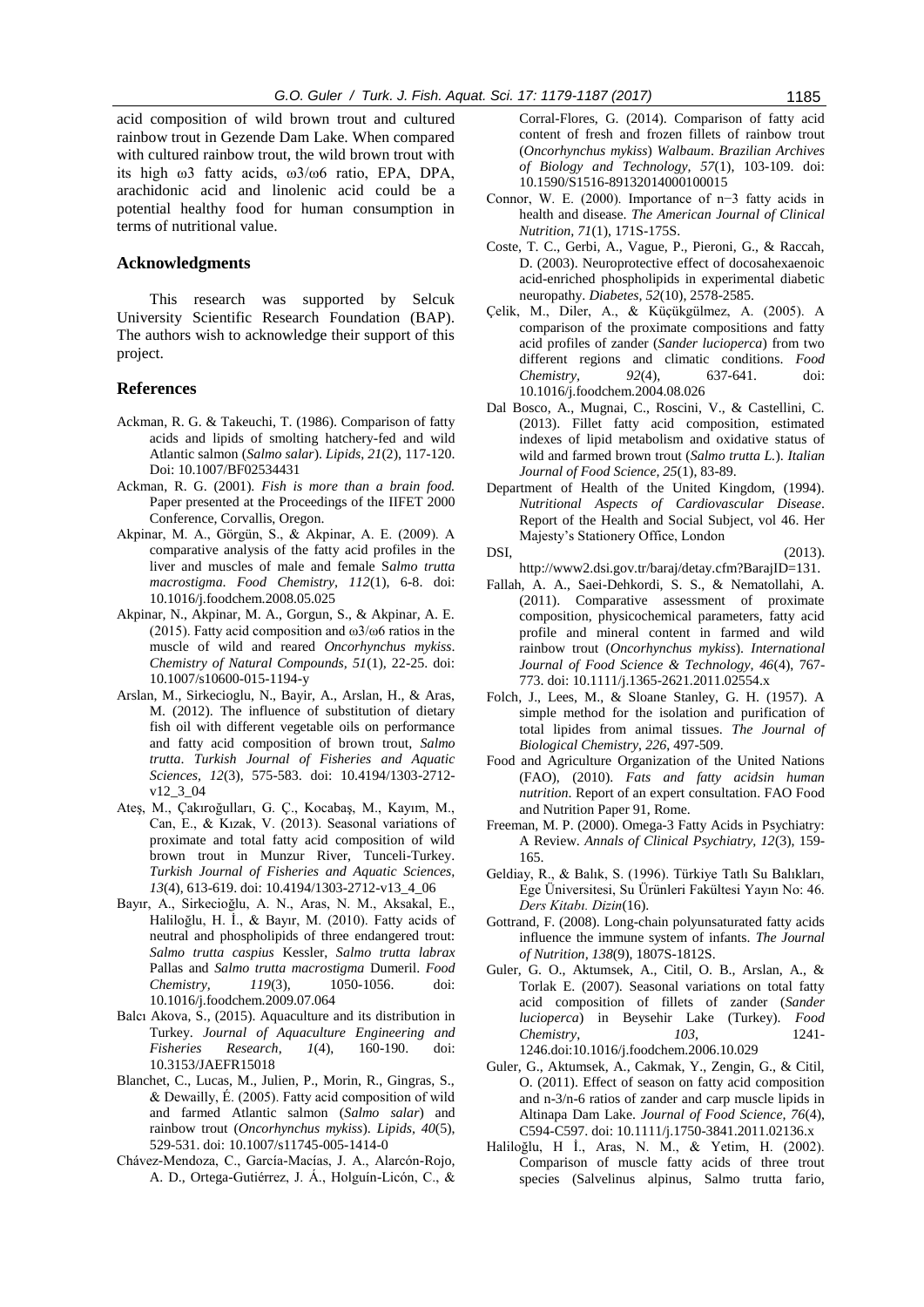acid composition of wild brown trout and cultured rainbow trout in Gezende Dam Lake. When compared with cultured rainbow trout, the wild brown trout with its high ω3 fatty acids, ω3/ω6 ratio, EPA, DPA, arachidonic acid and linolenic acid could be a potential healthy food for human consumption in terms of nutritional value.

## Acknowledgments

This research was supported by Selcuk University Scientific Research Foundation (BAP). The authors wish to acknowledge their support of this project.

## References

- Ackman, R. G. & Takeuchi, T. (1986). Comparison of fatty acids and lipids of smolting hatchery-fed and wild Atlantic salmon (*Salmo salar*). *Lipids, 21*(2), 117-120. Doi: 10.1007/BF02534431
- Ackman, R. G. (2001). *Fish is more than a brain food.* Paper presented at the Proceedings of the IIFET 2000 Conference, Corvallis, Oregon.
- Akpinar, M. A., Görgün, S., & Akpinar, A. E. (2009). A comparative analysis of the fatty acid profiles in the liver and muscles of male and female S*almo trutta macrostigma. Food Chemistry, 112*(1), 6-8. doi: 10.1016/j.foodchem.2008.05.025
- Akpinar, N., Akpinar, M. A., Gorgun, S., & Akpinar, A. E. (2015). Fatty acid composition and ω3/ω6 ratios in the muscle of wild and reared *Oncorhynchus mykiss*. *Chemistry of Natural Compounds, 51*(1), 22-25. doi: 10.1007/s10600-015-1194-y
- Arslan, M., Sirkecioglu, N., Bayir, A., Arslan, H., & Aras, M. (2012). The influence of substitution of dietary fish oil with different vegetable oils on performance and fatty acid composition of brown trout, *Salmo trutta*. *Turkish Journal of Fisheries and Aquatic Sciences, 12*(3), 575-583. doi: 10.4194/1303-2712-v12_3_04
- Ateş, M., Çakıroğulları, G. Ç., Kocabaş, M., Kayım, M., Can, E., & Kızak, V. (2013). Seasonal variations of proximate and total fatty acid composition of wild brown trout in Munzur River, Tunceli-Turkey. *Turkish Journal of Fisheries and Aquatic Sciences, 13*(4), 613-619. doi: 10.4194/1303-2712-v13_4_06
- Bayır, A., Sirkecioğlu, A. N., Aras, N. M., Aksakal, E., Haliloğlu, H. İ., & Bayır, M. (2010). Fatty acids of neutral and phospholipids of three endangered trout: *Salmo trutta caspius* Kessler, *Salmo trutta labrax* Pallas and *Salmo trutta macrostigma* Dumeril. *Food Chemistry, 119*(3), 1050-1056. doi: 10.1016/j.foodchem.2009.07.064
- Balcı Akova, S., (2015). Aquaculture and its distribution in Turkey. *Journal of Aquaculture Engineering and Fisheries Research, 1*(4), 160-190. doi: 10.3153/JAEFR15018
- Blanchet, C., Lucas, M., Julien, P., Morin, R., Gingras, S., & Dewailly, É. (2005). Fatty acid composition of wild and farmed Atlantic salmon (*Salmo salar*) and rainbow trout (*Oncorhynchus mykiss*). *Lipids, 40*(5), 529-531. doi: 10.1007/s11745-005-1414-0
- Chávez-Mendoza, C., García-Macías, J. A., Alarcón-Rojo, A. D., Ortega-Gutiérrez, J. Á., Holguín-Licón, C., & Corral-Flores, G. (2014). Comparison of fatty acid content of fresh and frozen fillets of rainbow trout (*Oncorhynchus mykiss*) *Walbaum*. *Brazilian Archives of Biology and Technology, 57*(1), 103-109. doi: 10.1590/S1516-89132014000100015
- Connor, W. E. (2000). Importance of n−3 fatty acids in health and disease. *The American Journal of Clinical Nutrition, 71*(1), 171S-175S.
- Coste, T. C., Gerbi, A., Vague, P., Pieroni, G., & Raccah, D. (2003). Neuroprotective effect of docosahexaenoic acid-enriched phospholipids in experimental diabetic neuropathy. *Diabetes, 52*(10), 2578-2585.
- Çelik, M., Diler, A., & Küçükgülmez, A. (2005). A comparison of the proximate compositions and fatty acid profiles of zander (*Sander lucioperca*) from two different regions and climatic conditions. *Food Chemistry, 92*(4), 637-641. doi: 10.1016/j.foodchem.2004.08.026
- Dal Bosco, A., Mugnai, C., Roscini, V., & Castellini, C. (2013). Fillet fatty acid composition, estimated indexes of lipid metabolism and oxidative status of wild and farmed brown trout (*Salmo trutta L.*). *Italian Journal of Food Science, 25*(1), 83-89.
- Department of Health of the United Kingdom, (1994). *Nutritional Aspects of Cardiovascular Disease*. Report of the Health and Social Subject, vol 46. Her Majesty's Stationery Office, London
- DSI, (2013). http://www2.dsi.gov.tr/baraj/detay.cfm?BarajID=131.
- Fallah, A. A., Saei-Dehkordi, S. S., & Nematollahi, A. (2011). Comparative assessment of proximate composition, physicochemical parameters, fatty acid profile and mineral content in farmed and wild rainbow trout (*Oncorhynchus mykiss*). *International Journal of Food Science & Technology, 46*(4), 767-773. doi: 10.1111/j.1365-2621.2011.02554.x
- Folch, J., Lees, M., & Sloane Stanley, G. H. (1957). A simple method for the isolation and purification of total lipides from animal tissues. *The Journal of Biological Chemistry, 226*, 497-509.
- Food and Agriculture Organization of the United Nations (FAO), (2010). *Fats and fatty acidsin human nutrition*. Report of an expert consultation. FAO Food and Nutrition Paper 91, Rome.
- Freeman, M. P. (2000). Omega-3 Fatty Acids in Psychiatry: A Review. *Annals of Clinical Psychiatry, 12*(3), 159-165.
- Geldiay, R., & Balık, S. (1996). Türkiye Tatlı Su Balıkları, Ege Üniversitesi, Su Ürünleri Fakültesi Yayın No: 46. *Ders Kitabı. Dizin*(16).
- Gottrand, F. (2008). Long-chain polyunsaturated fatty acids influence the immune system of infants. *The Journal of Nutrition, 138*(9), 1807S-1812S.
- Guler, G. O., Aktumsek, A., Citil, O. B., Arslan, A., & Torlak E. (2007). Seasonal variations on total fatty acid composition of fillets of zander (*Sander lucioperca*) in Beysehir Lake (Turkey). *Food Chemistry, 103*, 1241-1246.doi:10.1016/j.foodchem.2006.10.029
- Guler, G., Aktumsek, A., Cakmak, Y., Zengin, G., & Citil, O. (2011). Effect of season on fatty acid composition and n-3/n-6 ratios of zander and carp muscle lipids in Altinapa Dam Lake. *Journal of Food Science, 76*(4), C594-C597. doi: 10.1111/j.1750-3841.2011.02136.x
- Haliloğlu, H İ., Aras, N. M., & Yetim, H. (2002). Comparison of muscle fatty acids of three trout species (Salvelinus alpinus, Salmo trutta fario,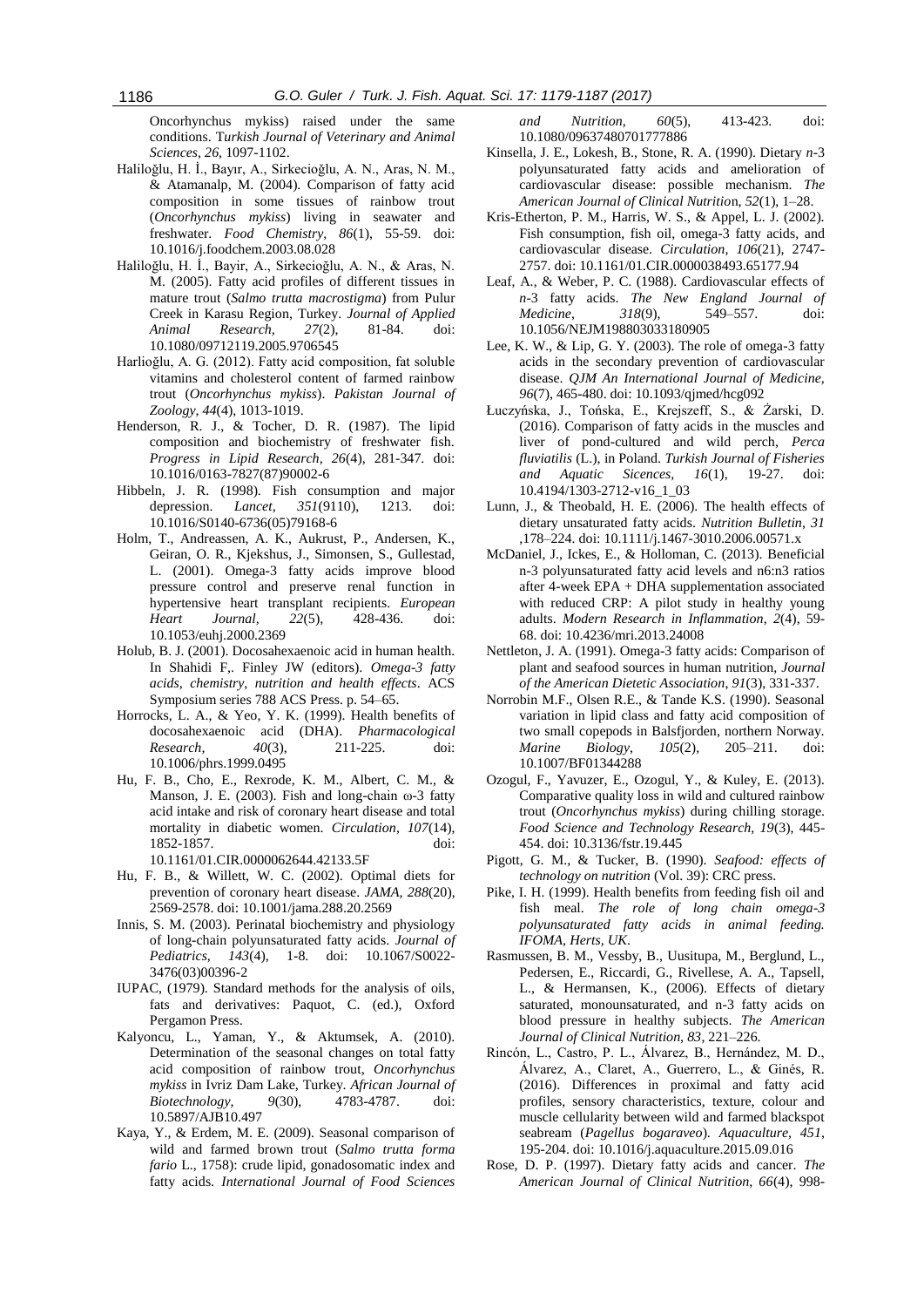Oncorhynchus mykiss) raised under the same conditions. *Turkish Journal of Veterinary and Animal Sciences*, *26*, 1097-1102.

Haliloğlu, H. İ., Bayır, A., Sirkecioğlu, A. N., Aras, N. M., & Atamanalp, M. (2004). Comparison of fatty acid composition in some tissues of rainbow trout (*Oncorhynchus mykiss*) living in seawater and freshwater. *Food Chemistry*, *86*(1), 55-59. doi: 10.1016/j.foodchem.2003.08.028

Haliloğlu, H. İ., Bayir, A., Sirkecioğlu, A. N., & Aras, N. M. (2005). Fatty acid profiles of different tissues in mature trout (*Salmo trutta macrostigma*) from Pulur Creek in Karasu Region, Turkey. *Journal of Applied Animal Research*, *27*(2), 81-84. doi: 10.1080/09712119.2005.9706545

Harlioğlu, A. G. (2012). Fatty acid composition, fat soluble vitamins and cholesterol content of farmed rainbow trout (*Oncorhynchus mykiss*). *Pakistan Journal of Zoology*, *44*(4), 1013-1019.

Henderson, R. J., & Tocher, D. R. (1987). The lipid composition and biochemistry of freshwater fish. *Progress in Lipid Research*, *26*(4), 281-347. doi: 10.1016/0163-7827(87)90002-6

Hibbeln, J. R. (1998). Fish consumption and major depression. *Lancet*, *351*(9110), 1213. doi: 10.1016/S0140-6736(05)79168-6

Holm, T., Andreassen, A. K., Aukrust, P., Andersen, K., Geiran, O. R., Kjekshus, J., Simonsen, S., Gullestad, L. (2001). Omega-3 fatty acids improve blood pressure control and preserve renal function in hypertensive heart transplant recipients. *European Heart Journal*, *22*(5), 428-436. doi: 10.1053/euhj.2000.2369

Holub, B. J. (2001). Docosahexaenoic acid in human health. In Shahidi F,. Finley JW (editors). *Omega-3 fatty acids, chemistry, nutrition and health effects*. ACS Symposium series 788 ACS Press. p. 54–65.

Horrocks, L. A., & Yeo, Y. K. (1999). Health benefits of docosahexaenoic acid (DHA). *Pharmacological Research*, *40*(3), 211-225. doi: 10.1006/phrs.1999.0495

Hu, F. B., Cho, E., Rexrode, K. M., Albert, C. M., & Manson, J. E. (2003). Fish and long-chain ω-3 fatty acid intake and risk of coronary heart disease and total mortality in diabetic women. *Circulation*, *107*(14), 1852-1857. doi: 10.1161/01.CIR.0000062644.42133.5F

Hu, F. B., & Willett, W. C. (2002). Optimal diets for prevention of coronary heart disease. *JAMA*, *288*(20), 2569-2578. doi: 10.1001/jama.288.20.2569

Innis, S. M. (2003). Perinatal biochemistry and physiology of long-chain polyunsaturated fatty acids. *Journal of Pediatrics*, *143*(4), 1-8. doi: 10.1067/S0022-3476(03)00396-2

IUPAC, (1979). Standard methods for the analysis of oils, fats and derivatives: Paquot, C. (ed.), Oxford Pergamon Press.

Kalyoncu, L., Yaman, Y., & Aktumsek, A. (2010). Determination of the seasonal changes on total fatty acid composition of rainbow trout, *Oncorhynchus mykiss* in Ivriz Dam Lake, Turkey. *African Journal of Biotechnology*, *9*(30), 4783-4787. doi: 10.5897/AJB10.497

Kaya, Y., & Erdem, M. E. (2009). Seasonal comparison of wild and farmed brown trout (*Salmo trutta forma fario* L., 1758): crude lipid, gonadosomatic index and fatty acids. *International Journal of Food Sciences and Nutrition*, *60*(5), 413-423. doi: 10.1080/09637480701777886

Kinsella, J. E., Lokesh, B., Stone, R. A. (1990). Dietary *n*-3 polyunsaturated fatty acids and amelioration of cardiovascular disease: possible mechanism. *The American Journal of Clinical Nutrition*, *52*(1), 1–28.

Kris-Etherton, P. M., Harris, W. S., & Appel, L. J. (2002). Fish consumption, fish oil, omega-3 fatty acids, and cardiovascular disease. *Circulation*, *106*(21), 2747-2757. doi: 10.1161/01.CIR.0000038493.65177.94

Leaf, A., & Weber, P. C. (1988). Cardiovascular effects of *n*-3 fatty acids. *The New England Journal of Medicine*, *318*(9), 549–557. doi: 10.1056/NEJM198803033180905

Lee, K. W., & Lip, G. Y. (2003). The role of omega-3 fatty acids in the secondary prevention of cardiovascular disease. *QJM An International Journal of Medicine*, *96*(7), 465-480. doi: 10.1093/qjmed/hcg092

Łuczyńska, J., Tońska, E., Krejszeff, S., & Żarski, D. (2016). Comparison of fatty acids in the muscles and liver of pond-cultured and wild perch, *Perca fluviatilis* (L.), in Poland. *Turkish Journal of Fisheries and Aquatic Sicences*, *16*(1), 19-27. doi: 10.4194/1303-2712-v16_1_03

Lunn, J., & Theobald, H. E. (2006). The health effects of dietary unsaturated fatty acids. *Nutrition Bulletin*, *31* ,178–224. doi: 10.1111/j.1467-3010.2006.00571.x

McDaniel, J., Ickes, E., & Holloman, C. (2013). Beneficial n-3 polyunsaturated fatty acid levels and n6:n3 ratios after 4-week EPA + DHA supplementation associated with reduced CRP: A pilot study in healthy young adults. *Modern Research in Inflammation*, *2*(4), 59-68. doi: 10.4236/mri.2013.24008

Nettleton, J. A. (1991). Omega-3 fatty acids: Comparison of plant and seafood sources in human nutrition, *Journal of the American Dietetic Association*, *91*(3), 331-337.

Norrobin M.F., Olsen R.E., & Tande K.S. (1990). Seasonal variation in lipid class and fatty acid composition of two small copepods in Balsfjorden, northern Norway. *Marine Biology*, *105*(2), 205–211. doi: 10.1007/BF01344288

Ozogul, F., Yavuzer, E., Ozogul, Y., & Kuley, E. (2013). Comparative quality loss in wild and cultured rainbow trout (*Oncorhynchus mykiss*) during chilling storage. *Food Science and Technology Research*, *19*(3), 445-454. doi: 10.3136/fstr.19.445

Pigott, G. M., & Tucker, B. (1990). *Seafood: effects of technology on nutrition* (Vol. 39): CRC press.

Pike, I. H. (1999). Health benefits from feeding fish oil and fish meal. *The role of long chain omega-3 polyunsaturated fatty acids in animal feeding. IFOMA, Herts, UK*.

Rasmussen, B. M., Vessby, B., Uusitupa, M., Berglund, L., Pedersen, E., Riccardi, G., Rivellese, A. A., Tapsell, L., & Hermansen, K., (2006). Effects of dietary saturated, monounsaturated, and n-3 fatty acids on blood pressure in healthy subjects. *The American Journal of Clinical Nutrition*, *83*, 221–226.

Rincón, L., Castro, P. L., Álvarez, B., Hernández, M. D., Álvarez, A., Claret, A., Guerrero, L., & Ginés, R. (2016). Differences in proximal and fatty acid profiles, sensory characteristics, texture, colour and muscle cellularity between wild and farmed blackspot seabream (*Pagellus bogaraveo*). *Aquaculture*, *451*, 195-204. doi: 10.1016/j.aquaculture.2015.09.016

Rose, D. P. (1997). Dietary fatty acids and cancer. *The American Journal of Clinical Nutrition*, *66*(4), 998-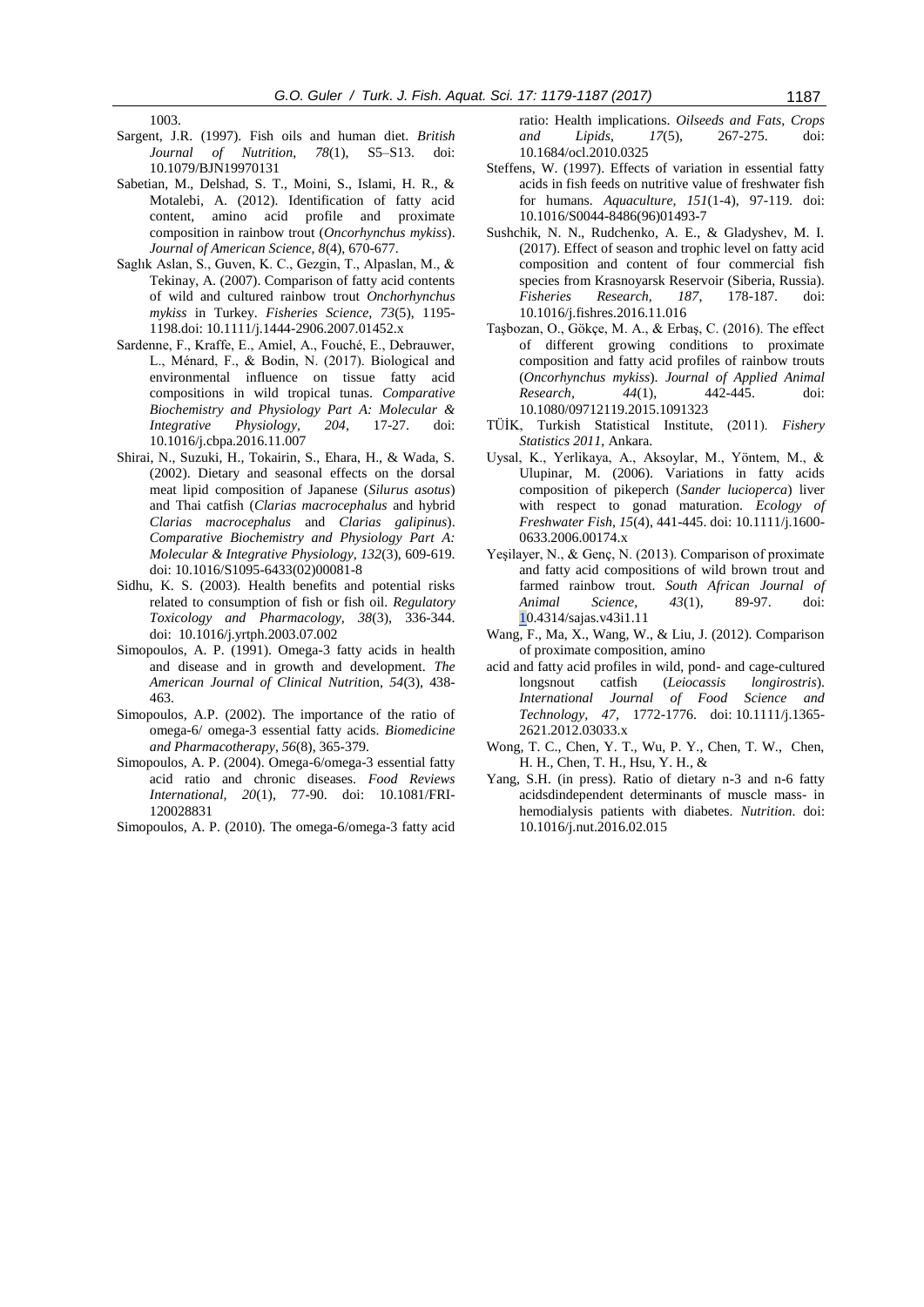1003.

Sargent, J.R. (1997). Fish oils and human diet. *British Journal of Nutrition*, *78*(1), S5–S13. doi: 10.1079/BJN19970131

Sabetian, M., Delshad, S. T., Moini, S., Islami, H. R., & Motalebi, A. (2012). Identification of fatty acid content, amino acid profile and proximate composition in rainbow trout (*Oncorhynchus mykiss*). *Journal of American Science, 8*(4), 670-677.

Saglık Aslan, S., Guven, K. C., Gezgin, T., Alpaslan, M., & Tekinay, A. (2007). Comparison of fatty acid contents of wild and cultured rainbow trout *Onchorhynchus mykiss* in Turkey. *Fisheries Science, 73*(5), 1195-1198.doi: 10.1111/j.1444-2906.2007.01452.x

Sardenne, F., Kraffe, E., Amiel, A., Fouché, E., Debrauwer, L., Ménard, F., & Bodin, N. (2017). Biological and environmental influence on tissue fatty acid compositions in wild tropical tunas. *Comparative Biochemistry and Physiology Part A: Molecular & Integrative Physiology, 204*, 17-27. doi: 10.1016/j.cbpa.2016.11.007

Shirai, N., Suzuki, H., Tokairin, S., Ehara, H., & Wada, S. (2002). Dietary and seasonal effects on the dorsal meat lipid composition of Japanese (*Silurus asotus*) and Thai catfish (*Clarias macrocephalus* and hybrid *Clarias macrocephalus* and *Clarias galipinus*). *Comparative Biochemistry and Physiology Part A: Molecular & Integrative Physiology, 132*(3), 609-619. doi: 10.1016/S1095-6433(02)00081-8

Sidhu, K. S. (2003). Health benefits and potential risks related to consumption of fish or fish oil. *Regulatory Toxicology and Pharmacology, 38*(3), 336-344. doi: 10.1016/j.yrtph.2003.07.002

Simopoulos, A. P. (1991). Omega-3 fatty acids in health and disease and in growth and development. *The American Journal of Clinical Nutrition, 54*(3), 438-463.

Simopoulos, A.P. (2002). The importance of the ratio of omega-6/ omega-3 essential fatty acids. *Biomedicine and Pharmacotherapy*, *56*(8), 365-379.

Simopoulos, A. P. (2004). Omega-6/omega-3 essential fatty acid ratio and chronic diseases. *Food Reviews International, 20*(1), 77-90. doi: 10.1081/FRI-120028831

Simopoulos, A. P. (2010). The omega-6/omega-3 fatty acid ratio: Health implications. *Oilseeds and Fats, Crops and Lipids*, *17*(5), 267-275. doi: 10.1684/ocl.2010.0325

Steffens, W. (1997). Effects of variation in essential fatty acids in fish feeds on nutritive value of freshwater fish for humans. *Aquaculture, 151*(1-4), 97-119. doi: 10.1016/S0044-8486(96)01493-7

Sushchik, N. N., Rudchenko, A. E., & Gladyshev, M. I. (2017). Effect of season and trophic level on fatty acid composition and content of four commercial fish species from Krasnoyarsk Reservoir (Siberia, Russia). *Fisheries Research, 187*, 178-187. doi: 10.1016/j.fishres.2016.11.016

Taşbozan, O., Gökçe, M. A., & Erbaş, C. (2016). The effect of different growing conditions to proximate composition and fatty acid profiles of rainbow trouts (*Oncorhynchus mykiss*). *Journal of Applied Animal Research*, *44*(1), 442-445. doi: 10.1080/09712119.2015.1091323

TÜİK, Turkish Statistical Institute, (2011). *Fishery Statistics 2011*, Ankara.

Uysal, K., Yerlikaya, A., Aksoylar, M., Yöntem, M., & Ulupinar, M. (2006). Variations in fatty acids composition of pikeperch (*Sander lucioperca*) liver with respect to gonad maturation. *Ecology of Freshwater Fish*, *15*(4), 441-445. doi: 10.1111/j.1600-0633.2006.00174.x

Yeşilayer, N., & Genç, N. (2013). Comparison of proximate and fatty acid compositions of wild brown trout and farmed rainbow trout. *South African Journal of Animal Science*, *43*(1), 89-97. doi: 10.4314/sajas.v43i1.11

Wang, F., Ma, X., Wang, W., & Liu, J. (2012). Comparison of proximate composition, amino acid and fatty acid profiles in wild, pond- and cage-cultured longsnout catfish (*Leiocassis longirostris*). *International Journal of Food Science and Technology, 47*, 1772-1776. doi: 10.1111/j.1365-2621.2012.03033.x

Wong, T. C., Chen, Y. T., Wu, P. Y., Chen, T. W., Chen, H. H., Chen, T. H., Hsu, Y. H., &

Yang, S.H. (in press). Ratio of dietary n-3 and n-6 fatty acidsdindependent determinants of muscle mass- in hemodialysis patients with diabetes. *Nutrition*. doi: 10.1016/j.nut.2016.02.015